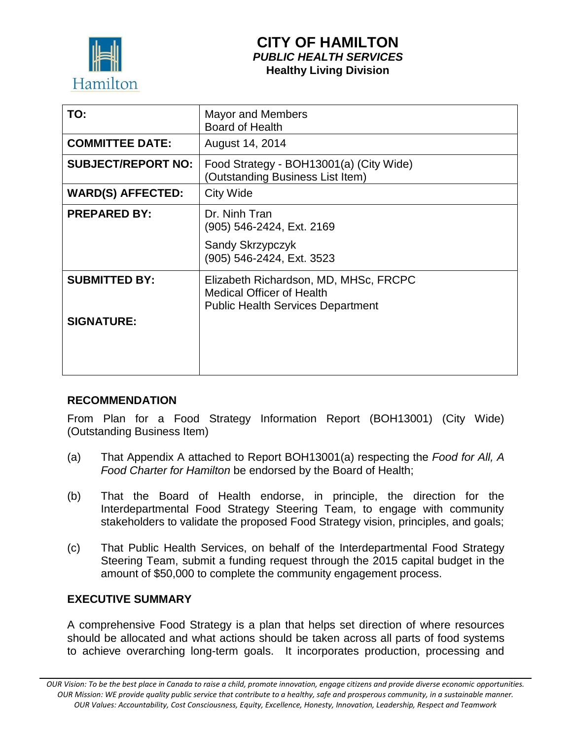# CITY OF HAMILTON
### *PUBLIC HEALTH SERVICES*
### Healthy Living Division

| | |
|---|---|
| **TO:** | Mayor and Members<br>Board of Health |
| **COMMITTEE DATE:** | August 14, 2014 |
| **SUBJECT/REPORT NO:** | Food Strategy - BOH13001(a) (City Wide)<br>(Outstanding Business List Item) |
| **WARD(S) AFFECTED:** | City Wide |
| **PREPARED BY:** | Dr. Ninh Tran<br>(905) 546-2424, Ext. 2169<br>Sandy Skrzypczyk<br>(905) 546-2424, Ext. 3523 |
| **SUBMITTED BY:**<br><br>**SIGNATURE:** | Elizabeth Richardson, MD, MHSc, FRCPC<br>Medical Officer of Health<br>Public Health Services Department |

## RECOMMENDATION

From Plan for a Food Strategy Information Report (BOH13001) (City Wide) (Outstanding Business Item)

(a) That Appendix A attached to Report BOH13001(a) respecting the *Food for All, A Food Charter for Hamilton* be endorsed by the Board of Health;

(b) That the Board of Health endorse, in principle, the direction for the Interdepartmental Food Strategy Steering Team, to engage with community stakeholders to validate the proposed Food Strategy vision, principles, and goals;

(c) That Public Health Services, on behalf of the Interdepartmental Food Strategy Steering Team, submit a funding request through the 2015 capital budget in the amount of $50,000 to complete the community engagement process.

## EXECUTIVE SUMMARY

A comprehensive Food Strategy is a plan that helps set direction of where resources should be allocated and what actions should be taken across all parts of food systems to achieve overarching long-term goals. It incorporates production, processing and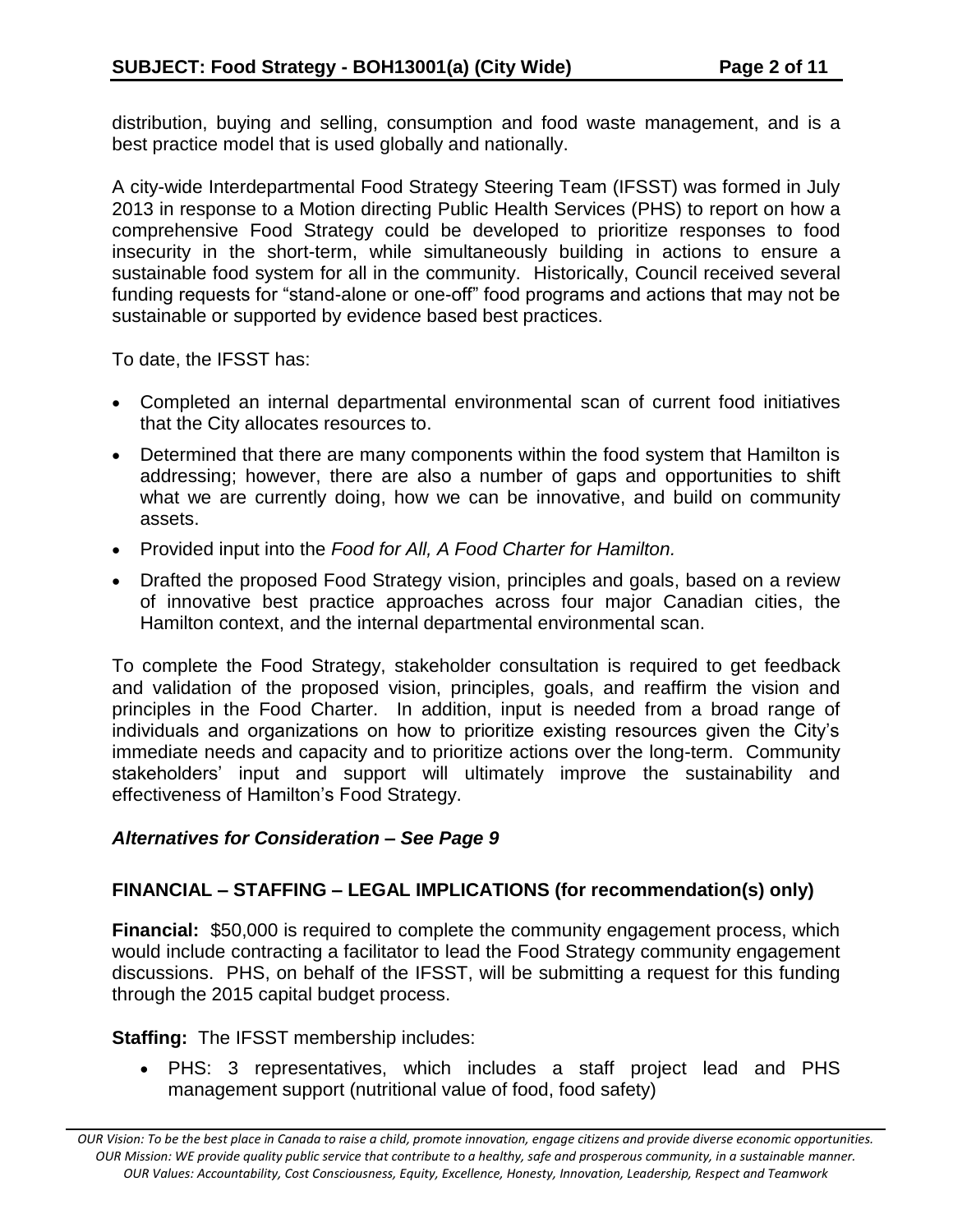distribution, buying and selling, consumption and food waste management, and is a best practice model that is used globally and nationally.

A city-wide Interdepartmental Food Strategy Steering Team (IFSST) was formed in July 2013 in response to a Motion directing Public Health Services (PHS) to report on how a comprehensive Food Strategy could be developed to prioritize responses to food insecurity in the short-term, while simultaneously building in actions to ensure a sustainable food system for all in the community. Historically, Council received several funding requests for "stand-alone or one-off" food programs and actions that may not be sustainable or supported by evidence based best practices.

To date, the IFSST has:

- Completed an internal departmental environmental scan of current food initiatives that the City allocates resources to.
- Determined that there are many components within the food system that Hamilton is addressing; however, there are also a number of gaps and opportunities to shift what we are currently doing, how we can be innovative, and build on community assets.
- Provided input into the *Food for All, A Food Charter for Hamilton.*
- Drafted the proposed Food Strategy vision, principles and goals, based on a review of innovative best practice approaches across four major Canadian cities, the Hamilton context, and the internal departmental environmental scan.

To complete the Food Strategy, stakeholder consultation is required to get feedback and validation of the proposed vision, principles, goals, and reaffirm the vision and principles in the Food Charter. In addition, input is needed from a broad range of individuals and organizations on how to prioritize existing resources given the City's immediate needs and capacity and to prioritize actions over the long-term. Community stakeholders' input and support will ultimately improve the sustainability and effectiveness of Hamilton's Food Strategy.

***Alternatives for Consideration – See Page 9***

**FINANCIAL – STAFFING – LEGAL IMPLICATIONS (for recommendation(s) only)**

**Financial:** $50,000 is required to complete the community engagement process, which would include contracting a facilitator to lead the Food Strategy community engagement discussions. PHS, on behalf of the IFSST, will be submitting a request for this funding through the 2015 capital budget process.

**Staffing:** The IFSST membership includes:

- PHS: 3 representatives, which includes a staff project lead and PHS management support (nutritional value of food, food safety)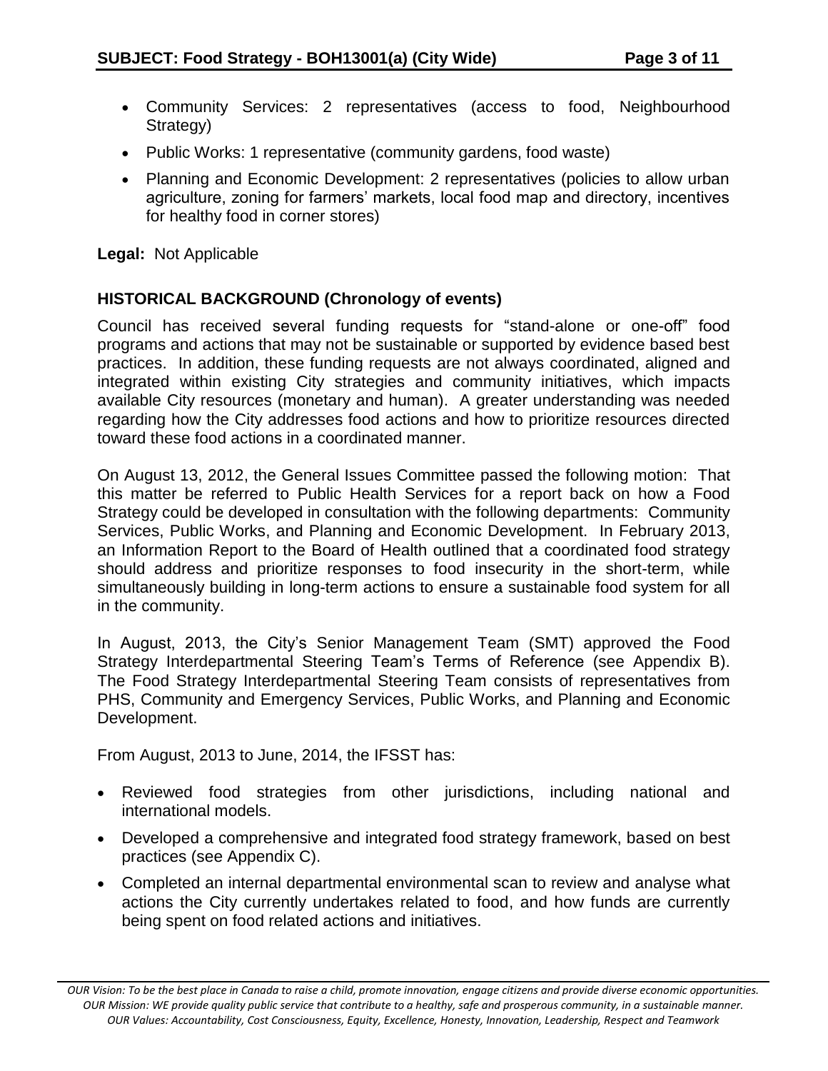- Community Services: 2 representatives (access to food, Neighbourhood Strategy)
- Public Works: 1 representative (community gardens, food waste)
- Planning and Economic Development: 2 representatives (policies to allow urban agriculture, zoning for farmers' markets, local food map and directory, incentives for healthy food in corner stores)

**Legal:** Not Applicable

## HISTORICAL BACKGROUND (Chronology of events)

Council has received several funding requests for "stand-alone or one-off" food programs and actions that may not be sustainable or supported by evidence based best practices. In addition, these funding requests are not always coordinated, aligned and integrated within existing City strategies and community initiatives, which impacts available City resources (monetary and human). A greater understanding was needed regarding how the City addresses food actions and how to prioritize resources directed toward these food actions in a coordinated manner.

On August 13, 2012, the General Issues Committee passed the following motion: That this matter be referred to Public Health Services for a report back on how a Food Strategy could be developed in consultation with the following departments: Community Services, Public Works, and Planning and Economic Development. In February 2013, an Information Report to the Board of Health outlined that a coordinated food strategy should address and prioritize responses to food insecurity in the short-term, while simultaneously building in long-term actions to ensure a sustainable food system for all in the community.

In August, 2013, the City's Senior Management Team (SMT) approved the Food Strategy Interdepartmental Steering Team's Terms of Reference (see Appendix B). The Food Strategy Interdepartmental Steering Team consists of representatives from PHS, Community and Emergency Services, Public Works, and Planning and Economic Development.

From August, 2013 to June, 2014, the IFSST has:

- Reviewed food strategies from other jurisdictions, including national and international models.
- Developed a comprehensive and integrated food strategy framework, based on best practices (see Appendix C).
- Completed an internal departmental environmental scan to review and analyse what actions the City currently undertakes related to food, and how funds are currently being spent on food related actions and initiatives.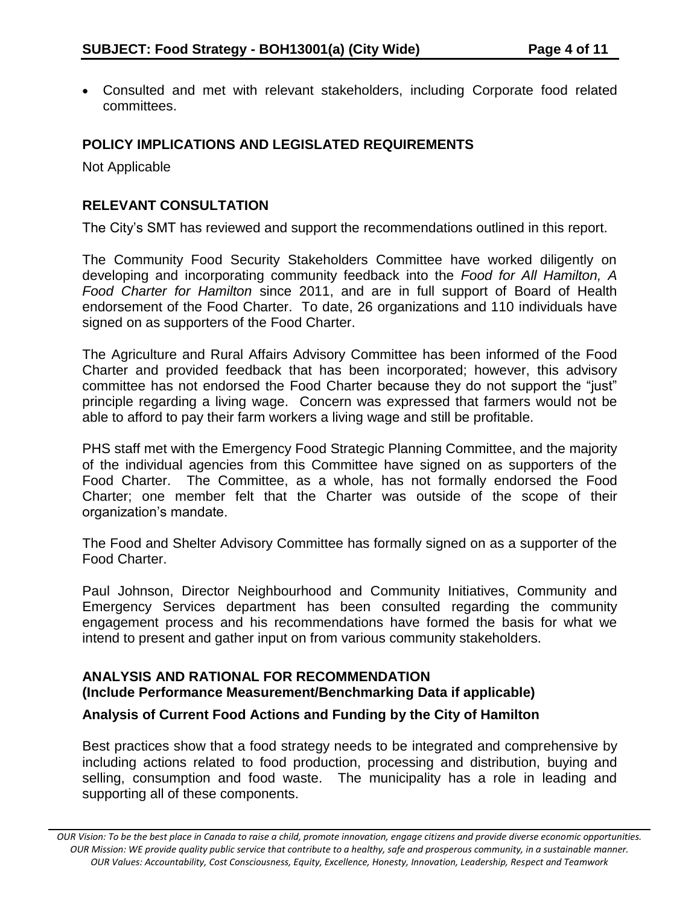- Consulted and met with relevant stakeholders, including Corporate food related committees.

## POLICY IMPLICATIONS AND LEGISLATED REQUIREMENTS

Not Applicable

## RELEVANT CONSULTATION

The City's SMT has reviewed and support the recommendations outlined in this report.

The Community Food Security Stakeholders Committee have worked diligently on developing and incorporating community feedback into the *Food for All Hamilton, A Food Charter for Hamilton* since 2011, and are in full support of Board of Health endorsement of the Food Charter. To date, 26 organizations and 110 individuals have signed on as supporters of the Food Charter.

The Agriculture and Rural Affairs Advisory Committee has been informed of the Food Charter and provided feedback that has been incorporated; however, this advisory committee has not endorsed the Food Charter because they do not support the "just" principle regarding a living wage. Concern was expressed that farmers would not be able to afford to pay their farm workers a living wage and still be profitable.

PHS staff met with the Emergency Food Strategic Planning Committee, and the majority of the individual agencies from this Committee have signed on as supporters of the Food Charter. The Committee, as a whole, has not formally endorsed the Food Charter; one member felt that the Charter was outside of the scope of their organization's mandate.

The Food and Shelter Advisory Committee has formally signed on as a supporter of the Food Charter.

Paul Johnson, Director Neighbourhood and Community Initiatives, Community and Emergency Services department has been consulted regarding the community engagement process and his recommendations have formed the basis for what we intend to present and gather input on from various community stakeholders.

## ANALYSIS AND RATIONAL FOR RECOMMENDATION
## (Include Performance Measurement/Benchmarking Data if applicable)

### Analysis of Current Food Actions and Funding by the City of Hamilton

Best practices show that a food strategy needs to be integrated and comprehensive by including actions related to food production, processing and distribution, buying and selling, consumption and food waste. The municipality has a role in leading and supporting all of these components.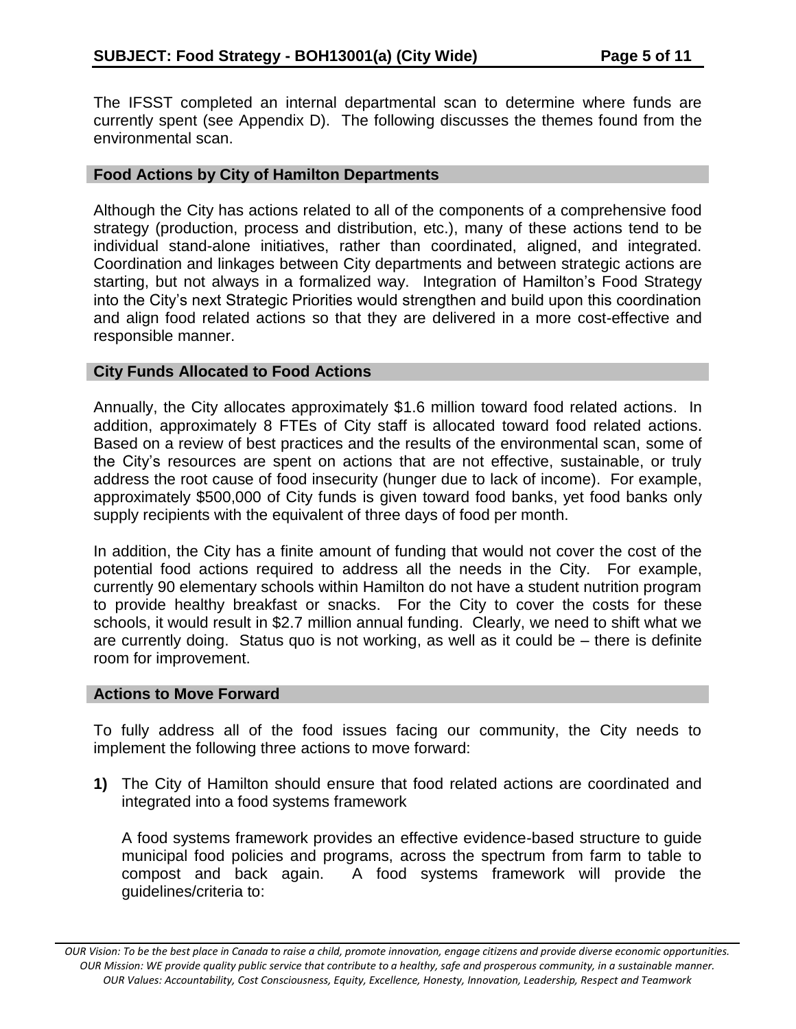The IFSST completed an internal departmental scan to determine where funds are currently spent (see Appendix D). The following discusses the themes found from the environmental scan.

## Food Actions by City of Hamilton Departments

Although the City has actions related to all of the components of a comprehensive food strategy (production, process and distribution, etc.), many of these actions tend to be individual stand-alone initiatives, rather than coordinated, aligned, and integrated. Coordination and linkages between City departments and between strategic actions are starting, but not always in a formalized way. Integration of Hamilton's Food Strategy into the City's next Strategic Priorities would strengthen and build upon this coordination and align food related actions so that they are delivered in a more cost-effective and responsible manner.

## City Funds Allocated to Food Actions

Annually, the City allocates approximately $1.6 million toward food related actions. In addition, approximately 8 FTEs of City staff is allocated toward food related actions. Based on a review of best practices and the results of the environmental scan, some of the City's resources are spent on actions that are not effective, sustainable, or truly address the root cause of food insecurity (hunger due to lack of income). For example, approximately $500,000 of City funds is given toward food banks, yet food banks only supply recipients with the equivalent of three days of food per month.

In addition, the City has a finite amount of funding that would not cover the cost of the potential food actions required to address all the needs in the City. For example, currently 90 elementary schools within Hamilton do not have a student nutrition program to provide healthy breakfast or snacks. For the City to cover the costs for these schools, it would result in $2.7 million annual funding. Clearly, we need to shift what we are currently doing. Status quo is not working, as well as it could be – there is definite room for improvement.

## Actions to Move Forward

To fully address all of the food issues facing our community, the City needs to implement the following three actions to move forward:

**1)** The City of Hamilton should ensure that food related actions are coordinated and integrated into a food systems framework

A food systems framework provides an effective evidence-based structure to guide municipal food policies and programs, across the spectrum from farm to table to compost and back again. A food systems framework will provide the guidelines/criteria to: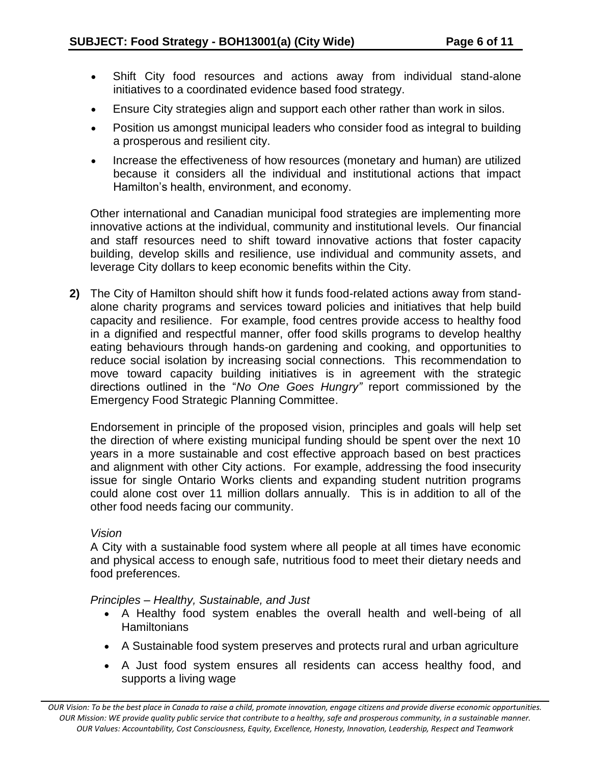- Shift City food resources and actions away from individual stand-alone initiatives to a coordinated evidence based food strategy.
- Ensure City strategies align and support each other rather than work in silos.
- Position us amongst municipal leaders who consider food as integral to building a prosperous and resilient city.
- Increase the effectiveness of how resources (monetary and human) are utilized because it considers all the individual and institutional actions that impact Hamilton's health, environment, and economy.

Other international and Canadian municipal food strategies are implementing more innovative actions at the individual, community and institutional levels. Our financial and staff resources need to shift toward innovative actions that foster capacity building, develop skills and resilience, use individual and community assets, and leverage City dollars to keep economic benefits within the City.

**2)** The City of Hamilton should shift how it funds food-related actions away from stand-alone charity programs and services toward policies and initiatives that help build capacity and resilience. For example, food centres provide access to healthy food in a dignified and respectful manner, offer food skills programs to develop healthy eating behaviours through hands-on gardening and cooking, and opportunities to reduce social isolation by increasing social connections. This recommendation to move toward capacity building initiatives is in agreement with the strategic directions outlined in the "*No One Goes Hungry"* report commissioned by the Emergency Food Strategic Planning Committee.

Endorsement in principle of the proposed vision, principles and goals will help set the direction of where existing municipal funding should be spent over the next 10 years in a more sustainable and cost effective approach based on best practices and alignment with other City actions. For example, addressing the food insecurity issue for single Ontario Works clients and expanding student nutrition programs could alone cost over 11 million dollars annually. This is in addition to all of the other food needs facing our community.

*Vision*

A City with a sustainable food system where all people at all times have economic and physical access to enough safe, nutritious food to meet their dietary needs and food preferences.

*Principles – Healthy, Sustainable, and Just*

- A Healthy food system enables the overall health and well-being of all Hamiltonians
- A Sustainable food system preserves and protects rural and urban agriculture
- A Just food system ensures all residents can access healthy food, and supports a living wage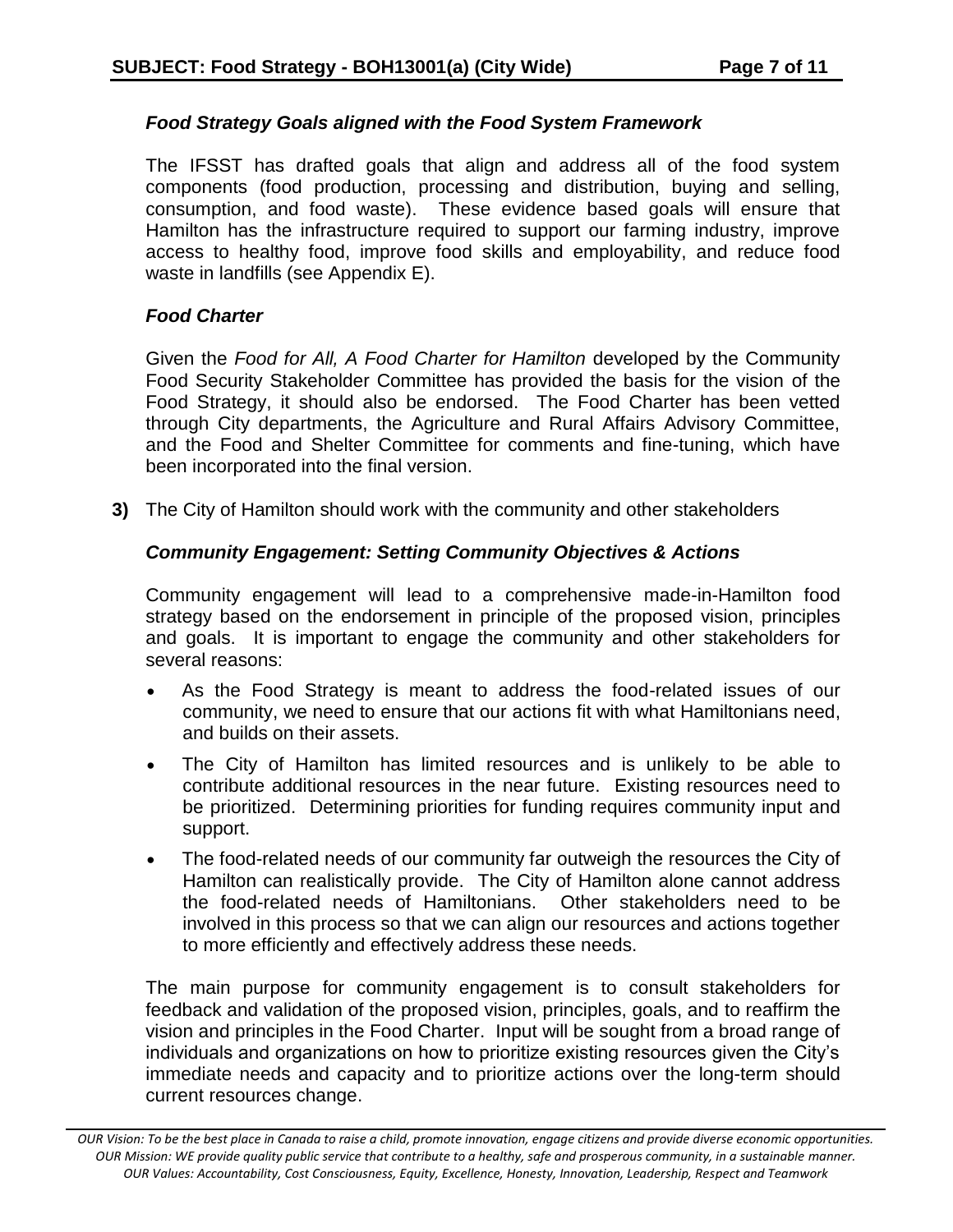### *Food Strategy Goals aligned with the Food System Framework*

The IFSST has drafted goals that align and address all of the food system components (food production, processing and distribution, buying and selling, consumption, and food waste). These evidence based goals will ensure that Hamilton has the infrastructure required to support our farming industry, improve access to healthy food, improve food skills and employability, and reduce food waste in landfills (see Appendix E).

### *Food Charter*

Given the *Food for All, A Food Charter for Hamilton* developed by the Community Food Security Stakeholder Committee has provided the basis for the vision of the Food Strategy, it should also be endorsed. The Food Charter has been vetted through City departments, the Agriculture and Rural Affairs Advisory Committee, and the Food and Shelter Committee for comments and fine-tuning, which have been incorporated into the final version.

**3)** The City of Hamilton should work with the community and other stakeholders

### *Community Engagement: Setting Community Objectives & Actions*

Community engagement will lead to a comprehensive made-in-Hamilton food strategy based on the endorsement in principle of the proposed vision, principles and goals. It is important to engage the community and other stakeholders for several reasons:

- As the Food Strategy is meant to address the food-related issues of our community, we need to ensure that our actions fit with what Hamiltonians need, and builds on their assets.
- The City of Hamilton has limited resources and is unlikely to be able to contribute additional resources in the near future. Existing resources need to be prioritized. Determining priorities for funding requires community input and support.
- The food-related needs of our community far outweigh the resources the City of Hamilton can realistically provide. The City of Hamilton alone cannot address the food-related needs of Hamiltonians. Other stakeholders need to be involved in this process so that we can align our resources and actions together to more efficiently and effectively address these needs.

The main purpose for community engagement is to consult stakeholders for feedback and validation of the proposed vision, principles, goals, and to reaffirm the vision and principles in the Food Charter. Input will be sought from a broad range of individuals and organizations on how to prioritize existing resources given the City's immediate needs and capacity and to prioritize actions over the long-term should current resources change.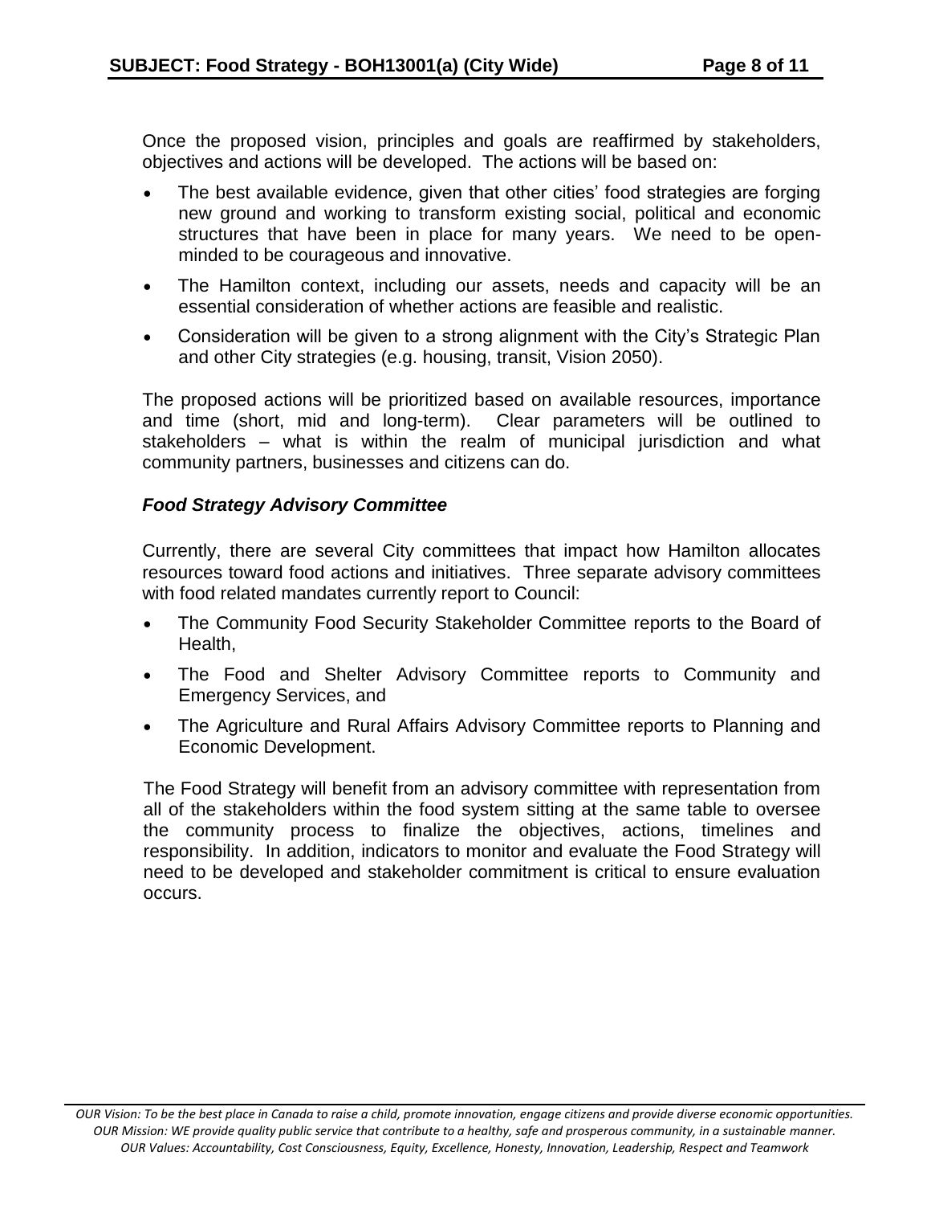Once the proposed vision, principles and goals are reaffirmed by stakeholders, objectives and actions will be developed. The actions will be based on:

- The best available evidence, given that other cities' food strategies are forging new ground and working to transform existing social, political and economic structures that have been in place for many years. We need to be open-minded to be courageous and innovative.
- The Hamilton context, including our assets, needs and capacity will be an essential consideration of whether actions are feasible and realistic.
- Consideration will be given to a strong alignment with the City's Strategic Plan and other City strategies (e.g. housing, transit, Vision 2050).

The proposed actions will be prioritized based on available resources, importance and time (short, mid and long-term). Clear parameters will be outlined to stakeholders – what is within the realm of municipal jurisdiction and what community partners, businesses and citizens can do.

### *Food Strategy Advisory Committee*

Currently, there are several City committees that impact how Hamilton allocates resources toward food actions and initiatives. Three separate advisory committees with food related mandates currently report to Council:

- The Community Food Security Stakeholder Committee reports to the Board of Health,
- The Food and Shelter Advisory Committee reports to Community and Emergency Services, and
- The Agriculture and Rural Affairs Advisory Committee reports to Planning and Economic Development.

The Food Strategy will benefit from an advisory committee with representation from all of the stakeholders within the food system sitting at the same table to oversee the community process to finalize the objectives, actions, timelines and responsibility. In addition, indicators to monitor and evaluate the Food Strategy will need to be developed and stakeholder commitment is critical to ensure evaluation occurs.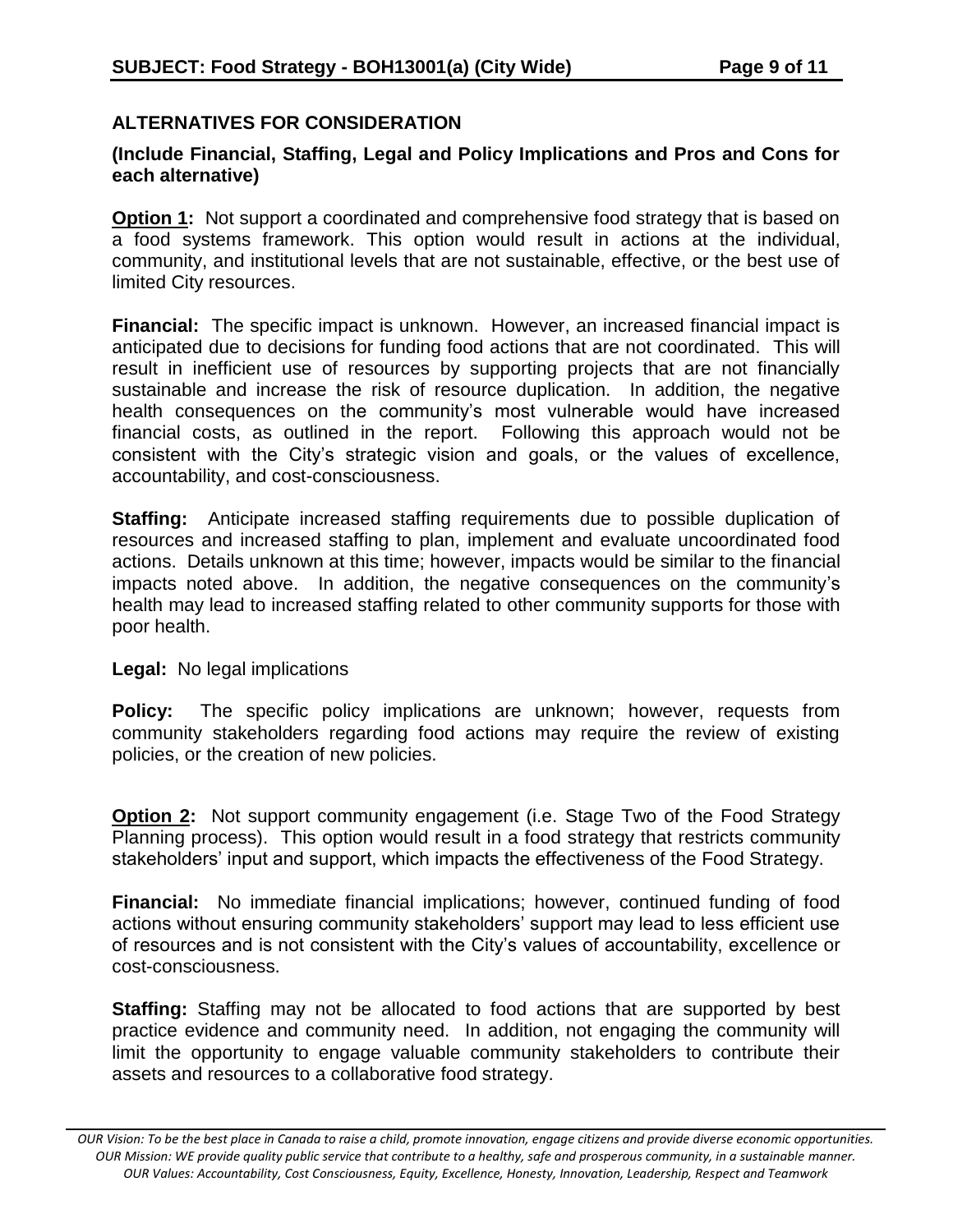## ALTERNATIVES FOR CONSIDERATION

**(Include Financial, Staffing, Legal and Policy Implications and Pros and Cons for each alternative)**

**Option 1:** Not support a coordinated and comprehensive food strategy that is based on a food systems framework. This option would result in actions at the individual, community, and institutional levels that are not sustainable, effective, or the best use of limited City resources.

**Financial:** The specific impact is unknown. However, an increased financial impact is anticipated due to decisions for funding food actions that are not coordinated. This will result in inefficient use of resources by supporting projects that are not financially sustainable and increase the risk of resource duplication. In addition, the negative health consequences on the community's most vulnerable would have increased financial costs, as outlined in the report. Following this approach would not be consistent with the City's strategic vision and goals, or the values of excellence, accountability, and cost-consciousness.

**Staffing:** Anticipate increased staffing requirements due to possible duplication of resources and increased staffing to plan, implement and evaluate uncoordinated food actions. Details unknown at this time; however, impacts would be similar to the financial impacts noted above. In addition, the negative consequences on the community's health may lead to increased staffing related to other community supports for those with poor health.

**Legal:** No legal implications

**Policy:** The specific policy implications are unknown; however, requests from community stakeholders regarding food actions may require the review of existing policies, or the creation of new policies.

**Option 2:** Not support community engagement (i.e. Stage Two of the Food Strategy Planning process). This option would result in a food strategy that restricts community stakeholders' input and support, which impacts the effectiveness of the Food Strategy.

**Financial:** No immediate financial implications; however, continued funding of food actions without ensuring community stakeholders' support may lead to less efficient use of resources and is not consistent with the City's values of accountability, excellence or cost-consciousness.

**Staffing:** Staffing may not be allocated to food actions that are supported by best practice evidence and community need. In addition, not engaging the community will limit the opportunity to engage valuable community stakeholders to contribute their assets and resources to a collaborative food strategy.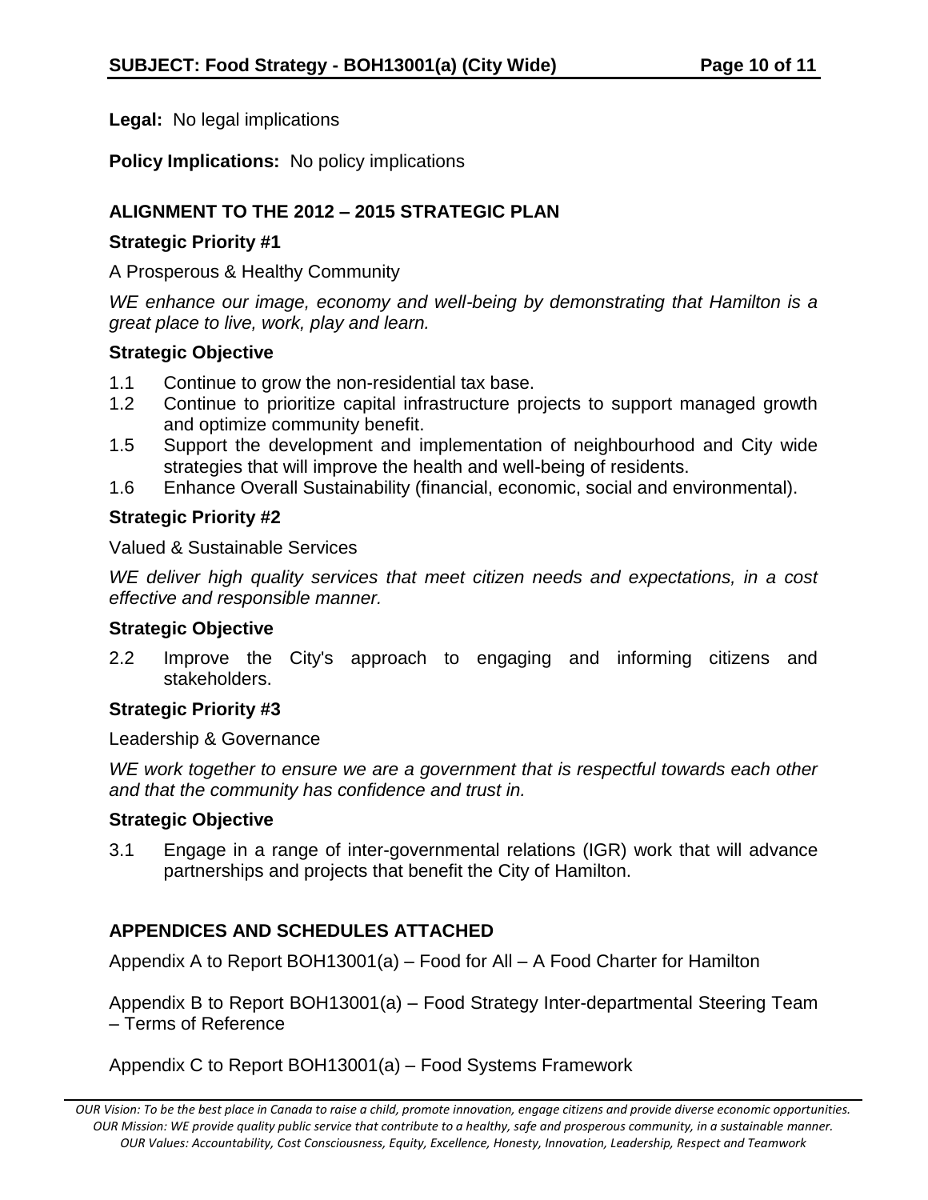**Legal:** No legal implications

**Policy Implications:** No policy implications

## ALIGNMENT TO THE 2012 – 2015 STRATEGIC PLAN

### Strategic Priority #1

A Prosperous & Healthy Community

*WE enhance our image, economy and well-being by demonstrating that Hamilton is a great place to live, work, play and learn.*

### Strategic Objective

1.1 Continue to grow the non-residential tax base.
1.2 Continue to prioritize capital infrastructure projects to support managed growth and optimize community benefit.
1.5 Support the development and implementation of neighbourhood and City wide strategies that will improve the health and well-being of residents.
1.6 Enhance Overall Sustainability (financial, economic, social and environmental).

### Strategic Priority #2

Valued & Sustainable Services

*WE deliver high quality services that meet citizen needs and expectations, in a cost effective and responsible manner.*

### Strategic Objective

2.2 Improve the City's approach to engaging and informing citizens and stakeholders.

### Strategic Priority #3

Leadership & Governance

*WE work together to ensure we are a government that is respectful towards each other and that the community has confidence and trust in.*

### Strategic Objective

3.1 Engage in a range of inter-governmental relations (IGR) work that will advance partnerships and projects that benefit the City of Hamilton.

## APPENDICES AND SCHEDULES ATTACHED

Appendix A to Report BOH13001(a) – Food for All – A Food Charter for Hamilton

Appendix B to Report BOH13001(a) – Food Strategy Inter-departmental Steering Team – Terms of Reference

Appendix C to Report BOH13001(a) – Food Systems Framework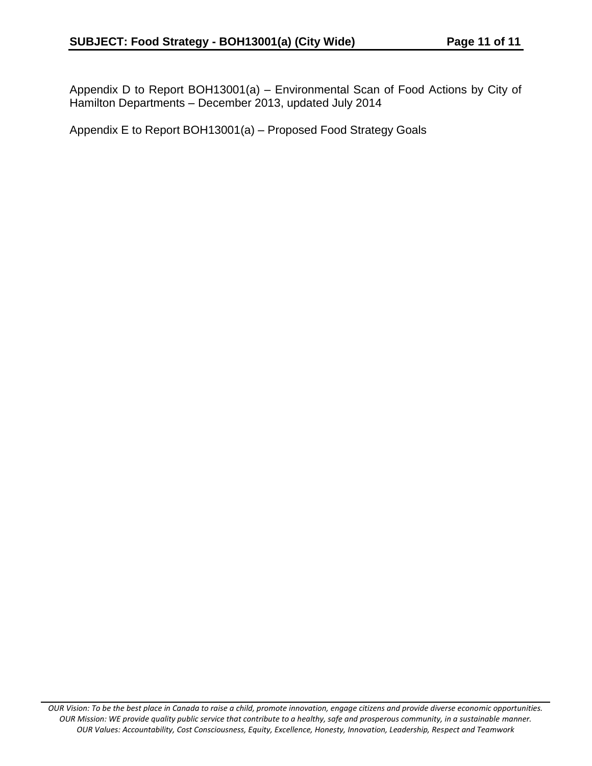Appendix D to Report BOH13001(a) – Environmental Scan of Food Actions by City of Hamilton Departments – December 2013, updated July 2014

Appendix E to Report BOH13001(a) – Proposed Food Strategy Goals